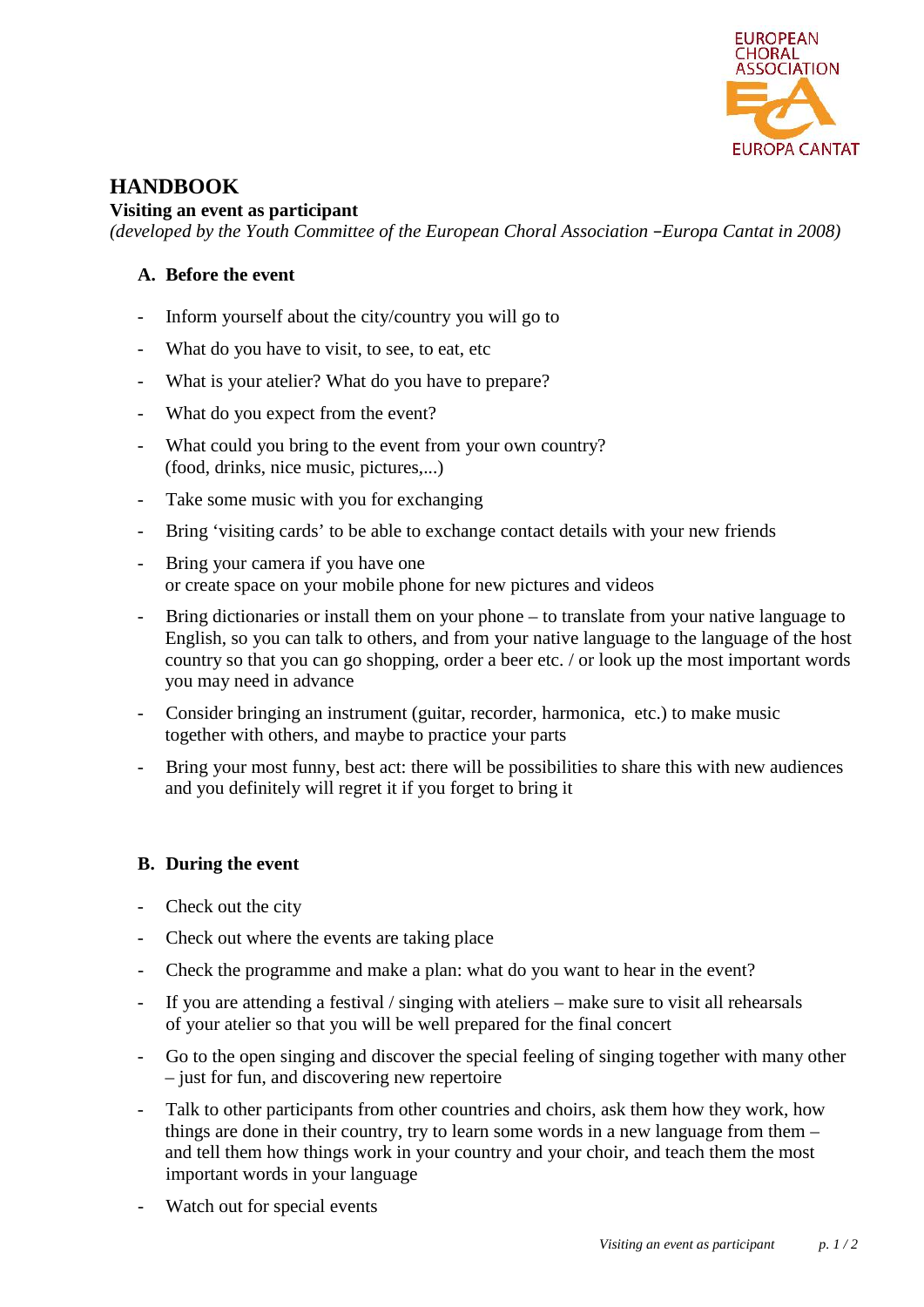# HANDBOOK

**Visiting an event as participant**

*(developed by the Youth Committee of the European Choral Association –Europa Cantat in 2008)*

## A. Before the event

- Inform yourself about the city/country you will go to
- What do you have to visit, to see, to eat, etc
- What is your atelier? What do you have to prepare?
- What do you expect from the event?
- What could you bring to the event from your own country? (food, drinks, nice music, pictures,...)
- Take some music with you for exchanging
- Bring 'visiting cards' to be able to exchange contact details with your new friends
- Bring your camera if you have one or create space on your mobile phone for new pictures and videos
- Bring dictionaries or install them on your phone – to translate from your native language to English, so you can talk to others, and from your native language to the language of the host country so that you can go shopping, order a beer etc. / or look up the most important words you may need in advance
- Consider bringing an instrument (guitar, recorder, harmonica, etc.) to make music together with others, and maybe to practice your parts
- Bring your most funny, best act: there will be possibilities to share this with new audiences and you definitely will regret it if you forget to bring it

## B. During the event

- Check out the city
- Check out where the events are taking place
- Check the programme and make a plan: what do you want to hear in the event?
- If you are attending a festival / singing with ateliers – make sure to visit all rehearsals of your atelier so that you will be well prepared for the final concert
- Go to the open singing and discover the special feeling of singing together with many other – just for fun, and discovering new repertoire
- Talk to other participants from other countries and choirs, ask them how they work, how things are done in their country, try to learn some words in a new language from them – and tell them how things work in your country and your choir, and teach them the most important words in your language
- Watch out for special events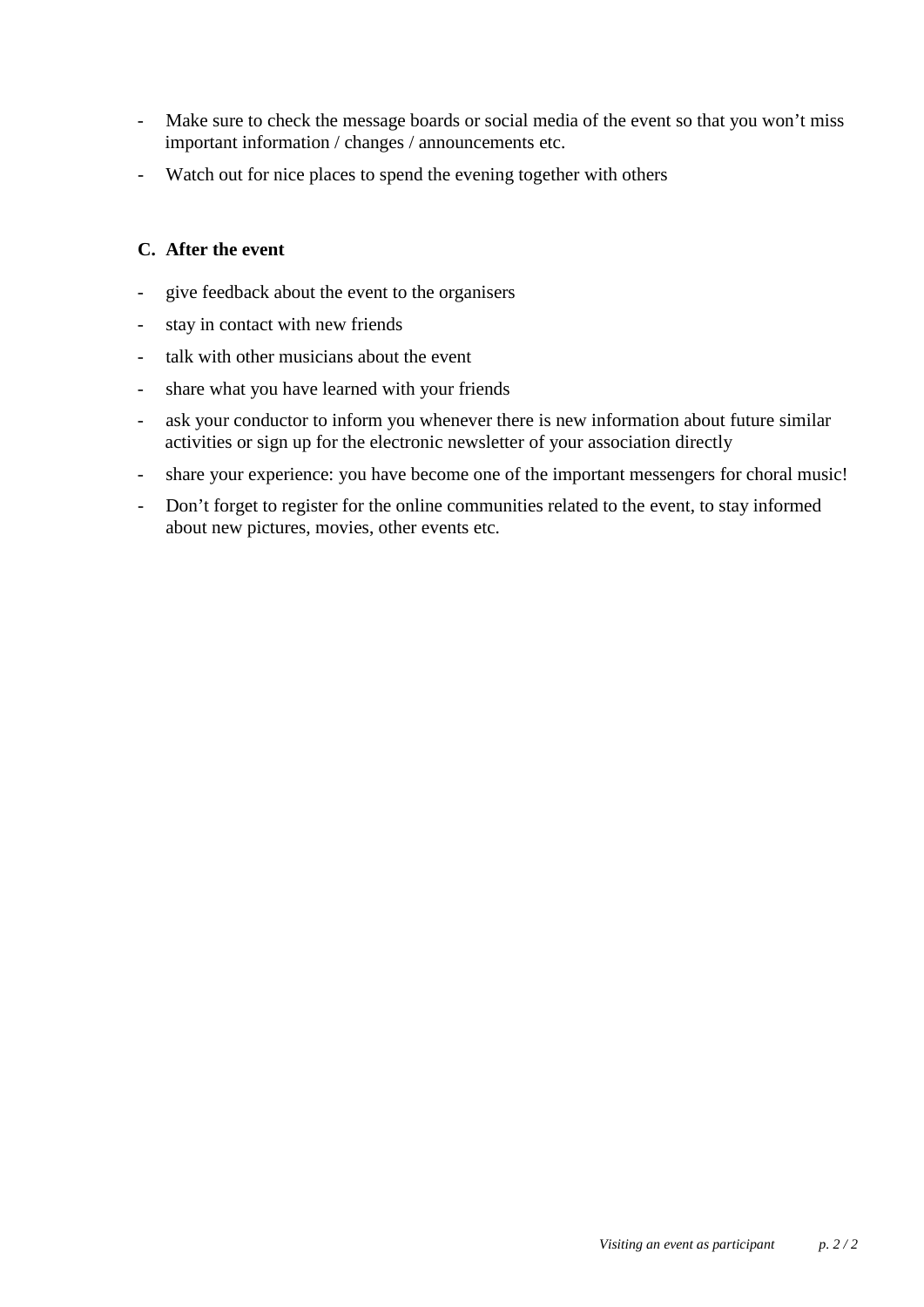- Make sure to check the message boards or social media of the event so that you won't miss important information / changes / announcements etc.
- Watch out for nice places to spend the evening together with others

### C. After the event

- give feedback about the event to the organisers
- stay in contact with new friends
- talk with other musicians about the event
- share what you have learned with your friends
- ask your conductor to inform you whenever there is new information about future similar activities or sign up for the electronic newsletter of your association directly
- share your experience: you have become one of the important messengers for choral music!
- Don't forget to register for the online communities related to the event, to stay informed about new pictures, movies, other events etc.